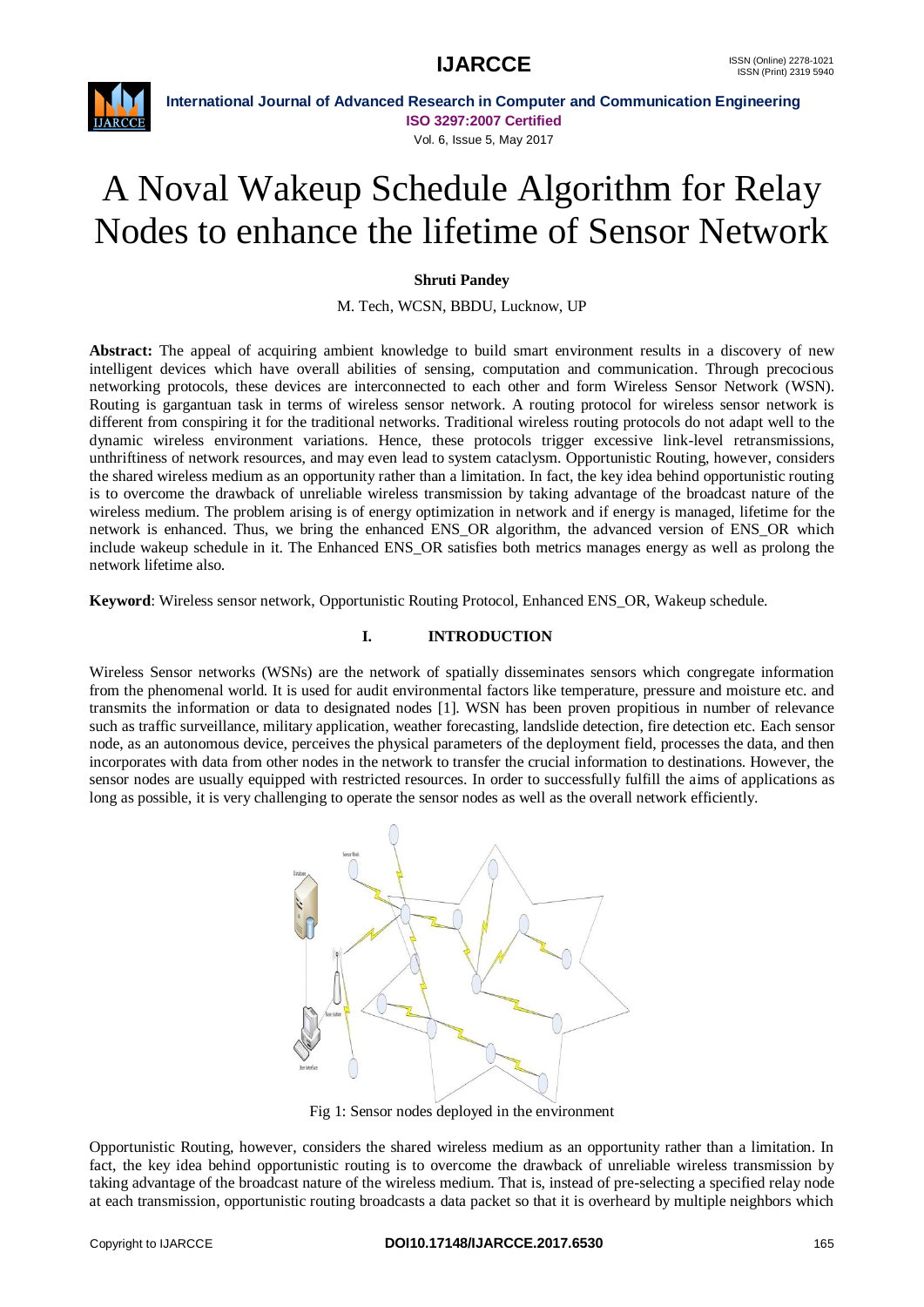# A Noval Wakeup Schedule Algorithm for Relay Nodes to enhance the lifetime of Sensor Network

**Shruti Pandey**

M. Tech, WCSN, BBDU, Lucknow, UP

**Abstract:** The appeal of acquiring ambient knowledge to build smart environment results in a discovery of new intelligent devices which have overall abilities of sensing, computation and communication. Through precocious networking protocols, these devices are interconnected to each other and form Wireless Sensor Network (WSN). Routing is gargantuan task in terms of wireless sensor network. A routing protocol for wireless sensor network is different from conspiring it for the traditional networks. Traditional wireless routing protocols do not adapt well to the dynamic wireless environment variations. Hence, these protocols trigger excessive link-level retransmissions, unthriftiness of network resources, and may even lead to system cataclysm. Opportunistic Routing, however, considers the shared wireless medium as an opportunity rather than a limitation. In fact, the key idea behind opportunistic routing is to overcome the drawback of unreliable wireless transmission by taking advantage of the broadcast nature of the wireless medium. The problem arising is of energy optimization in network and if energy is managed, lifetime for the network is enhanced. Thus, we bring the enhanced ENS_OR algorithm, the advanced version of ENS_OR which include wakeup schedule in it. The Enhanced ENS_OR satisfies both metrics manages energy as well as prolong the network lifetime also.

**Keyword**: Wireless sensor network, Opportunistic Routing Protocol, Enhanced ENS_OR, Wakeup schedule.

## I. INTRODUCTION

Wireless Sensor networks (WSNs) are the network of spatially disseminates sensors which congregate information from the phenomenal world. It is used for audit environmental factors like temperature, pressure and moisture etc. and transmits the information or data to designated nodes [1]. WSN has been proven propitious in number of relevance such as traffic surveillance, military application, weather forecasting, landslide detection, fire detection etc. Each sensor node, as an autonomous device, perceives the physical parameters of the deployment field, processes the data, and then incorporates with data from other nodes in the network to transfer the crucial information to destinations. However, the sensor nodes are usually equipped with restricted resources. In order to successfully fulfill the aims of applications as long as possible, it is very challenging to operate the sensor nodes as well as the overall network efficiently.

Fig 1: Sensor nodes deployed in the environment

Opportunistic Routing, however, considers the shared wireless medium as an opportunity rather than a limitation. In fact, the key idea behind opportunistic routing is to overcome the drawback of unreliable wireless transmission by taking advantage of the broadcast nature of the wireless medium. That is, instead of pre-selecting a specified relay node at each transmission, opportunistic routing broadcasts a data packet so that it is overheard by multiple neighbors which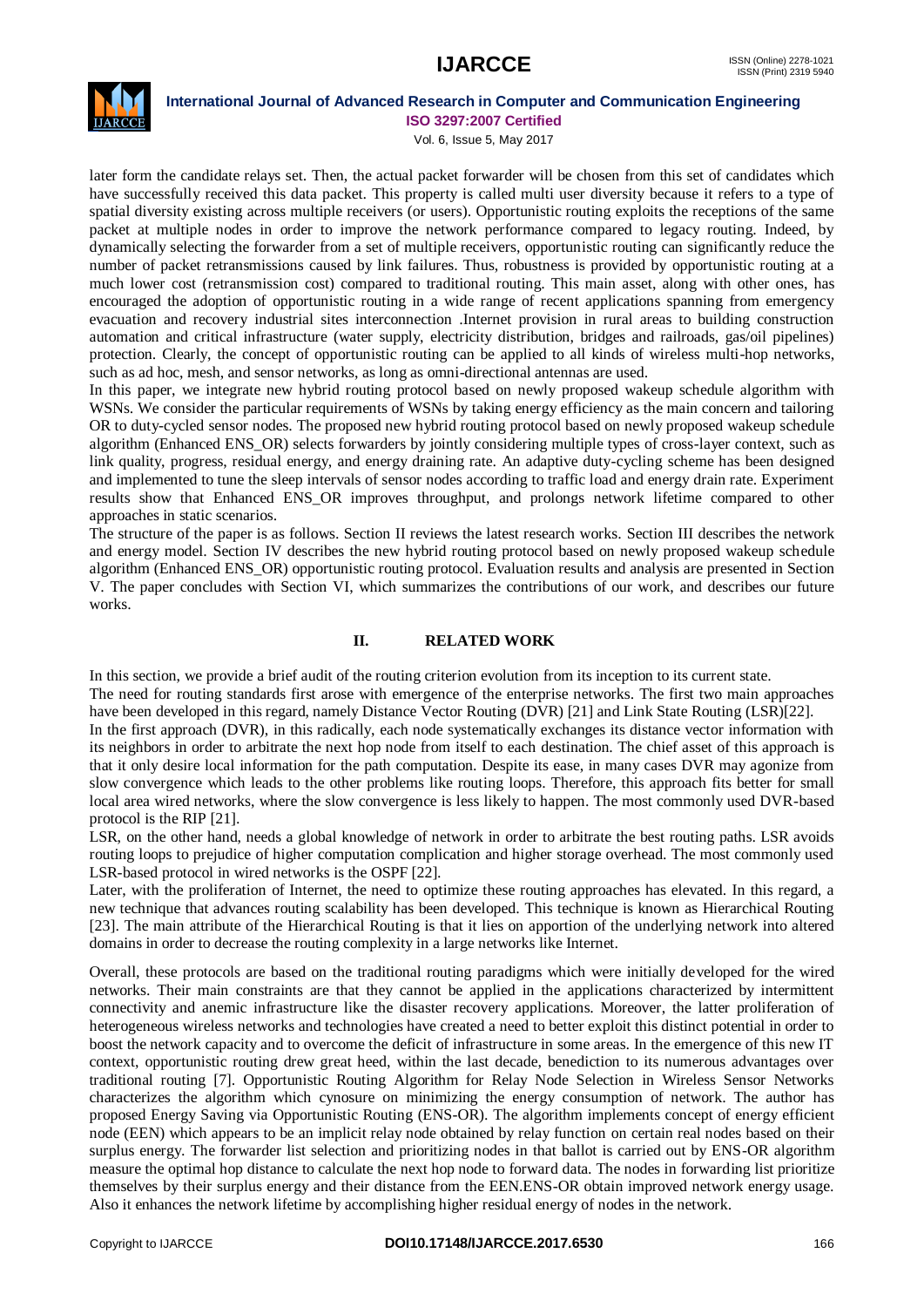later form the candidate relays set. Then, the actual packet forwarder will be chosen from this set of candidates which have successfully received this data packet. This property is called multi user diversity because it refers to a type of spatial diversity existing across multiple receivers (or users). Opportunistic routing exploits the receptions of the same packet at multiple nodes in order to improve the network performance compared to legacy routing. Indeed, by dynamically selecting the forwarder from a set of multiple receivers, opportunistic routing can significantly reduce the number of packet retransmissions caused by link failures. Thus, robustness is provided by opportunistic routing at a much lower cost (retransmission cost) compared to traditional routing. This main asset, along with other ones, has encouraged the adoption of opportunistic routing in a wide range of recent applications spanning from emergency evacuation and recovery industrial sites interconnection .Internet provision in rural areas to building construction automation and critical infrastructure (water supply, electricity distribution, bridges and railroads, gas/oil pipelines) protection. Clearly, the concept of opportunistic routing can be applied to all kinds of wireless multi-hop networks, such as ad hoc, mesh, and sensor networks, as long as omni-directional antennas are used.

In this paper, we integrate new hybrid routing protocol based on newly proposed wakeup schedule algorithm with WSNs. We consider the particular requirements of WSNs by taking energy efficiency as the main concern and tailoring OR to duty-cycled sensor nodes. The proposed new hybrid routing protocol based on newly proposed wakeup schedule algorithm (Enhanced ENS_OR) selects forwarders by jointly considering multiple types of cross-layer context, such as link quality, progress, residual energy, and energy draining rate. An adaptive duty-cycling scheme has been designed and implemented to tune the sleep intervals of sensor nodes according to traffic load and energy drain rate. Experiment results show that Enhanced ENS_OR improves throughput, and prolongs network lifetime compared to other approaches in static scenarios.

The structure of the paper is as follows. Section II reviews the latest research works. Section III describes the network and energy model. Section IV describes the new hybrid routing protocol based on newly proposed wakeup schedule algorithm (Enhanced ENS_OR) opportunistic routing protocol. Evaluation results and analysis are presented in Section V. The paper concludes with Section VI, which summarizes the contributions of our work, and describes our future works.

## II. RELATED WORK

In this section, we provide a brief audit of the routing criterion evolution from its inception to its current state.

The need for routing standards first arose with emergence of the enterprise networks. The first two main approaches have been developed in this regard, namely Distance Vector Routing (DVR) [21] and Link State Routing (LSR)[22].

In the first approach (DVR), in this radically, each node systematically exchanges its distance vector information with its neighbors in order to arbitrate the next hop node from itself to each destination. The chief asset of this approach is that it only desire local information for the path computation. Despite its ease, in many cases DVR may agonize from slow convergence which leads to the other problems like routing loops. Therefore, this approach fits better for small local area wired networks, where the slow convergence is less likely to happen. The most commonly used DVR-based protocol is the RIP [21].

LSR, on the other hand, needs a global knowledge of network in order to arbitrate the best routing paths. LSR avoids routing loops to prejudice of higher computation complication and higher storage overhead. The most commonly used LSR-based protocol in wired networks is the OSPF [22].

Later, with the proliferation of Internet, the need to optimize these routing approaches has elevated. In this regard, a new technique that advances routing scalability has been developed. This technique is known as Hierarchical Routing [23]. The main attribute of the Hierarchical Routing is that it lies on apportion of the underlying network into altered domains in order to decrease the routing complexity in a large networks like Internet.

Overall, these protocols are based on the traditional routing paradigms which were initially developed for the wired networks. Their main constraints are that they cannot be applied in the applications characterized by intermittent connectivity and anemic infrastructure like the disaster recovery applications. Moreover, the latter proliferation of heterogeneous wireless networks and technologies have created a need to better exploit this distinct potential in order to boost the network capacity and to overcome the deficit of infrastructure in some areas. In the emergence of this new IT context, opportunistic routing drew great heed, within the last decade, benediction to its numerous advantages over traditional routing [7]. Opportunistic Routing Algorithm for Relay Node Selection in Wireless Sensor Networks characterizes the algorithm which cynosure on minimizing the energy consumption of network. The author has proposed Energy Saving via Opportunistic Routing (ENS-OR). The algorithm implements concept of energy efficient node (EEN) which appears to be an implicit relay node obtained by relay function on certain real nodes based on their surplus energy. The forwarder list selection and prioritizing nodes in that ballot is carried out by ENS-OR algorithm measure the optimal hop distance to calculate the next hop node to forward data. The nodes in forwarding list prioritize themselves by their surplus energy and their distance from the EEN.ENS-OR obtain improved network energy usage. Also it enhances the network lifetime by accomplishing higher residual energy of nodes in the network.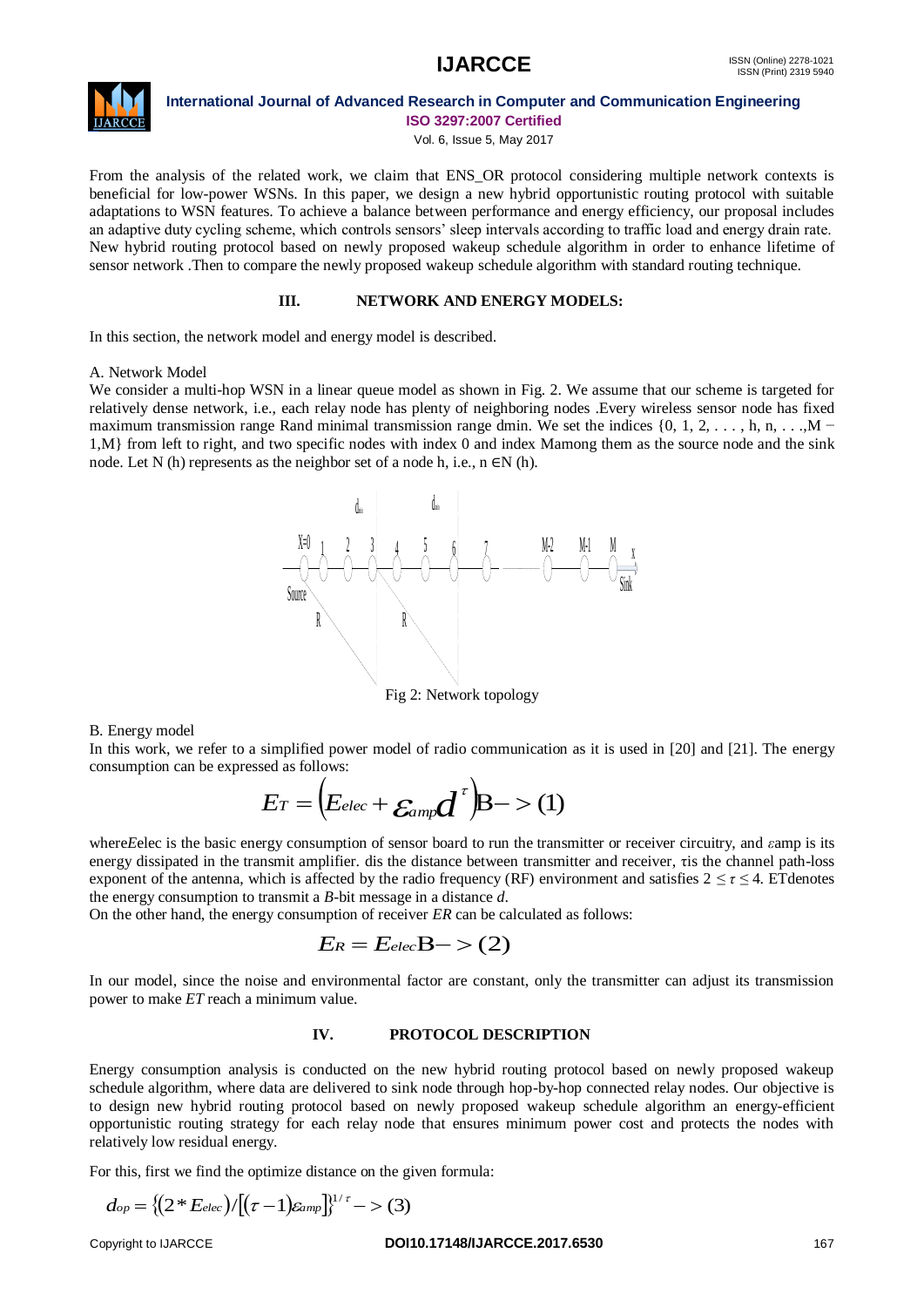From the analysis of the related work, we claim that ENS_OR protocol considering multiple network contexts is beneficial for low-power WSNs. In this paper, we design a new hybrid opportunistic routing protocol with suitable adaptations to WSN features. To achieve a balance between performance and energy efficiency, our proposal includes an adaptive duty cycling scheme, which controls sensors' sleep intervals according to traffic load and energy drain rate. New hybrid routing protocol based on newly proposed wakeup schedule algorithm in order to enhance lifetime of sensor network .Then to compare the newly proposed wakeup schedule algorithm with standard routing technique.

## III. NETWORK AND ENERGY MODELS:

In this section, the network model and energy model is described.

### A. Network Model

We consider a multi-hop WSN in a linear queue model as shown in Fig. 2. We assume that our scheme is targeted for relatively dense network, i.e., each relay node has plenty of neighboring nodes .Every wireless sensor node has fixed maximum transmission range Rand minimal transmission range dmin. We set the indices {0, 1, 2, . . . , h, n, . . .,M − 1,M} from left to right, and two specific nodes with index 0 and index Mamong them as the source node and the sink node. Let N (h) represents as the neighbor set of a node h, i.e., n ∈N (h).

Fig 2: Network topology

### B. Energy model

In this work, we refer to a simplified power model of radio communication as it is used in [20] and [21]. The energy consumption can be expressed as follows:

$$E_T = \left(E_{elec} + \varepsilon_{amp} d^{\tau}\right) B -> (1)$$

where$E_{elec}$ is the basic energy consumption of sensor board to run the transmitter or receiver circuitry, and $\varepsilon_{amp}$ is its energy dissipated in the transmit amplifier. dis the distance between transmitter and receiver, $\tau$is the channel path-loss exponent of the antenna, which is affected by the radio frequency (RF) environment and satisfies $2 \leq \tau \leq 4$. $E_T$denotes the energy consumption to transmit a *B*-bit message in a distance *d*.

On the other hand, the energy consumption of receiver *ER* can be calculated as follows:

$$E_R = E_{elec} B -> (2)$$

In our model, since the noise and environmental factor are constant, only the transmitter can adjust its transmission power to make *ET* reach a minimum value.

## IV. PROTOCOL DESCRIPTION

Energy consumption analysis is conducted on the new hybrid routing protocol based on newly proposed wakeup schedule algorithm, where data are delivered to sink node through hop-by-hop connected relay nodes. Our objective is to design new hybrid routing protocol based on newly proposed wakeup schedule algorithm an energy-efficient opportunistic routing strategy for each relay node that ensures minimum power cost and protects the nodes with relatively low residual energy.

For this, first we find the optimize distance on the given formula:

$$d_{op} = \left\{(2 * E_{elec}) / \left[(\tau - 1)\varepsilon_{amp}\right]\right\}^{1/\tau} -> (3)$$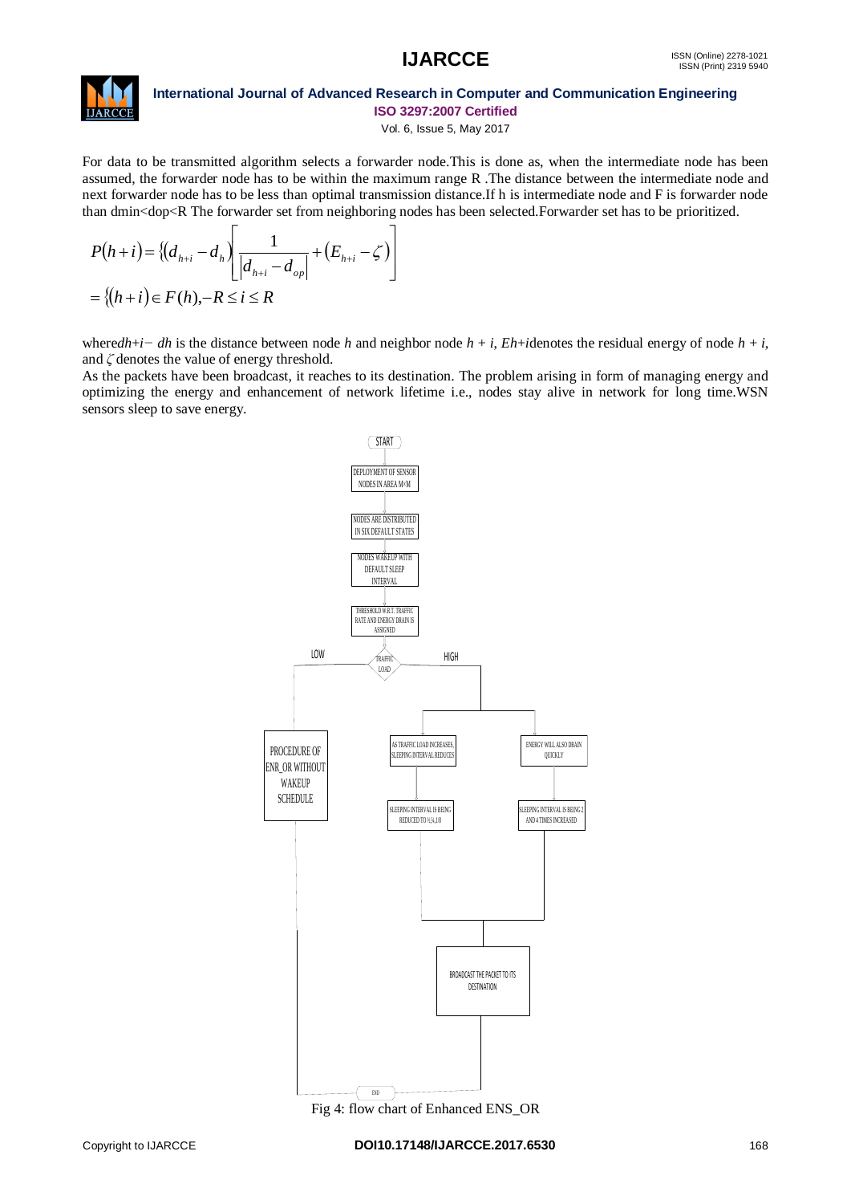For data to be transmitted algorithm selects a forwarder node.This is done as, when the intermediate node has been assumed, the forwarder node has to be within the maximum range R .The distance between the intermediate node and next forwarder node has to be less than optimal transmission distance.If h is intermediate node and F is forwarder node than dmin<dop<R The forwarder set from neighboring nodes has been selected.Forwarder set has to be prioritized.

$$P(h+i) = \{(d_{h+i} - d_h)\left[\frac{1}{|d_{h+i} - d_{op}|} + (E_{h+i} - \zeta)\right]$$

$$= \{(h+i) \in F(h), -R \leq i \leq R$$

where $d_{h+i} - d_h$ is the distance between node $h$ and neighbor node $h + i$, $E_{h+i}$ denotes the residual energy of node $h + i$, and $\zeta$ denotes the value of energy threshold.

As the packets have been broadcast, it reaches to its destination. The problem arising in form of managing energy and optimizing the energy and enhancement of network lifetime i.e., nodes stay alive in network for long time.WSN sensors sleep to save energy.

START → DEPLOYMENT OF SENSOR NODES IN AREA M×M → NODES ARE DISTRIBUTED IN SIX DEFAULT STATES → NODES WAKEUP WITH DEFAULT SLEEP INTERVAL → THRESHOLD W.R.T. TRAFFIC RATE AND ENERGY DRAIN IS ASSIGNED → TRAFFIC LOAD

- LOW → PROCEDURE OF ENR_OR WITHOUT WAKEUP SCHEDULE → END
- HIGH → AS TRAFFIC LOAD INCREASES, SLEEPING INTERVAL REDUCES → SLEEPING INTERVAL IS BEING REDUCED TO ½,¼,1/8 → BROADCAST THE PACKET TO ITS DESTINATION → END
- HIGH → ENERGY WILL ALSO DRAIN QUICKLY → SLEEPING INTERVAL IS BEING 2 AND 4 TIMES INCREASED → BROADCAST THE PACKET TO ITS DESTINATION → END

Fig 4: flow chart of Enhanced ENS_OR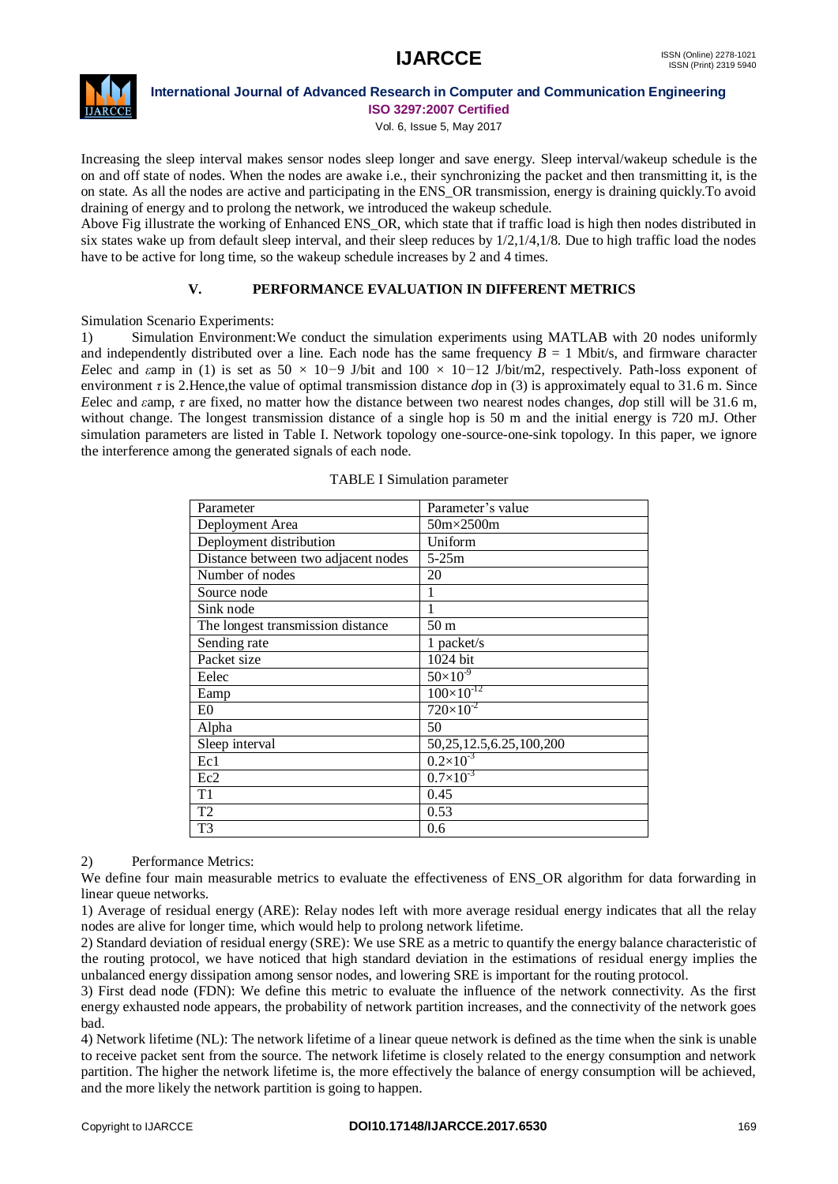Increasing the sleep interval makes sensor nodes sleep longer and save energy. Sleep interval/wakeup schedule is the on and off state of nodes. When the nodes are awake i.e., their synchronizing the packet and then transmitting it, is the on state. As all the nodes are active and participating in the ENS_OR transmission, energy is draining quickly.To avoid draining of energy and to prolong the network, we introduced the wakeup schedule.

Above Fig illustrate the working of Enhanced ENS_OR, which state that if traffic load is high then nodes distributed in six states wake up from default sleep interval, and their sleep reduces by 1/2,1/4,1/8. Due to high traffic load the nodes have to be active for long time, so the wakeup schedule increases by 2 and 4 times.

## V. PERFORMANCE EVALUATION IN DIFFERENT METRICS

Simulation Scenario Experiments:

1) Simulation Environment:We conduct the simulation experiments using MATLAB with 20 nodes uniformly and independently distributed over a line. Each node has the same frequency $B = 1$ Mbit/s, and firmware character $E_{elec}$ and $\varepsilon_{amp}$ in (1) is set as $50 \times 10^{-9}$ J/bit and $100 \times 10^{-12}$ J/bit/m2, respectively. Path-loss exponent of environment $\tau$ is 2.Hence,the value of optimal transmission distance $d_{op}$ in (3) is approximately equal to 31.6 m. Since $E_{elec}$ and $\varepsilon_{amp}$, $\tau$ are fixed, no matter how the distance between two nearest nodes changes, $d_{op}$ still will be 31.6 m, without change. The longest transmission distance of a single hop is 50 m and the initial energy is 720 mJ. Other simulation parameters are listed in Table I. Network topology one-source-one-sink topology. In this paper, we ignore the interference among the generated signals of each node.

TABLE I Simulation parameter

| Parameter | Parameter's value |
| --- | --- |
| Deployment Area | 50m×2500m |
| Deployment distribution | Uniform |
| Distance between two adjacent nodes | 5-25m |
| Number of nodes | 20 |
| Source node | 1 |
| Sink node | 1 |
| The longest transmission distance | 50 m |
| Sending rate | 1 packet/s |
| Packet size | 1024 bit |
| Eelec | $50\times10^{-9}$ |
| Eamp | $100\times10^{-12}$ |
| E0 | $720\times10^{-2}$ |
| Alpha | 50 |
| Sleep interval | 50,25,12.5,6.25,100,200 |
| Ec1 | $0.2\times10^{-3}$ |
| Ec2 | $0.7\times10^{-3}$ |
| T1 | 0.45 |
| T2 | 0.53 |
| T3 | 0.6 |

2) Performance Metrics:

We define four main measurable metrics to evaluate the effectiveness of ENS_OR algorithm for data forwarding in linear queue networks.

1) Average of residual energy (ARE): Relay nodes left with more average residual energy indicates that all the relay nodes are alive for longer time, which would help to prolong network lifetime.

2) Standard deviation of residual energy (SRE): We use SRE as a metric to quantify the energy balance characteristic of the routing protocol, we have noticed that high standard deviation in the estimations of residual energy implies the unbalanced energy dissipation among sensor nodes, and lowering SRE is important for the routing protocol.

3) First dead node (FDN): We define this metric to evaluate the influence of the network connectivity. As the first energy exhausted node appears, the probability of network partition increases, and the connectivity of the network goes bad.

4) Network lifetime (NL): The network lifetime of a linear queue network is defined as the time when the sink is unable to receive packet sent from the source. The network lifetime is closely related to the energy consumption and network partition. The higher the network lifetime is, the more effectively the balance of energy consumption will be achieved, and the more likely the network partition is going to happen.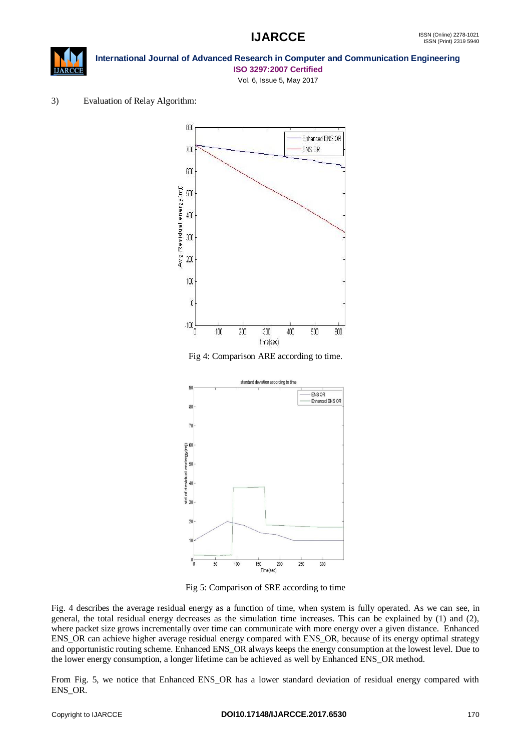3) Evaluation of Relay Algorithm:

Fig 4: Comparison ARE according to time.

Fig 5: Comparison of SRE according to time

Fig. 4 describes the average residual energy as a function of time, when system is fully operated. As we can see, in general, the total residual energy decreases as the simulation time increases. This can be explained by (1) and (2), where packet size grows incrementally over time can communicate with more energy over a given distance. Enhanced ENS_OR can achieve higher average residual energy compared with ENS_OR, because of its energy optimal strategy and opportunistic routing scheme. Enhanced ENS_OR always keeps the energy consumption at the lowest level. Due to the lower energy consumption, a longer lifetime can be achieved as well by Enhanced ENS_OR method.

From Fig. 5, we notice that Enhanced ENS_OR has a lower standard deviation of residual energy compared with ENS_OR.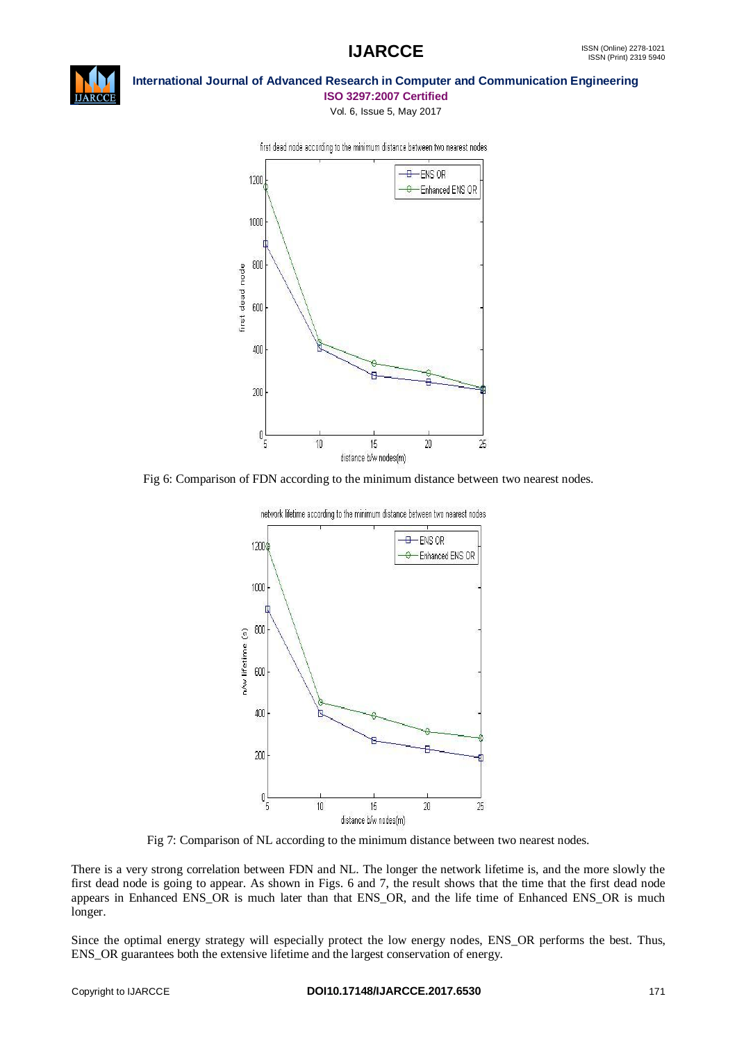Fig 6: Comparison of FDN according to the minimum distance between two nearest nodes.

Fig 7: Comparison of NL according to the minimum distance between two nearest nodes.

There is a very strong correlation between FDN and NL. The longer the network lifetime is, and the more slowly the first dead node is going to appear. As shown in Figs. 6 and 7, the result shows that the time that the first dead node appears in Enhanced ENS_OR is much later than that ENS_OR, and the life time of Enhanced ENS_OR is much longer.

Since the optimal energy strategy will especially protect the low energy nodes, ENS_OR performs the best. Thus, ENS_OR guarantees both the extensive lifetime and the largest conservation of energy.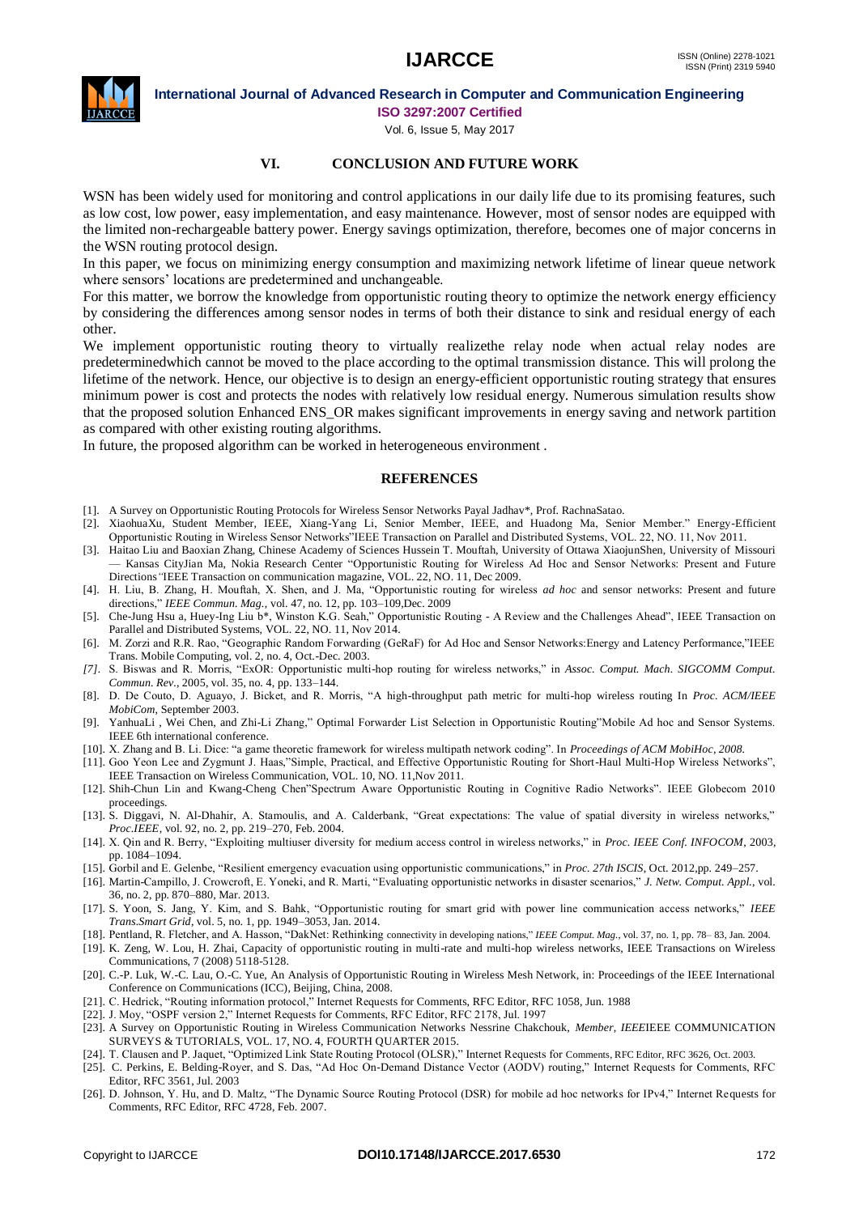## VI. CONCLUSION AND FUTURE WORK

WSN has been widely used for monitoring and control applications in our daily life due to its promising features, such as low cost, low power, easy implementation, and easy maintenance. However, most of sensor nodes are equipped with the limited non-rechargeable battery power. Energy savings optimization, therefore, becomes one of major concerns in the WSN routing protocol design.

In this paper, we focus on minimizing energy consumption and maximizing network lifetime of linear queue network where sensors' locations are predetermined and unchangeable.

For this matter, we borrow the knowledge from opportunistic routing theory to optimize the network energy efficiency by considering the differences among sensor nodes in terms of both their distance to sink and residual energy of each other.

We implement opportunistic routing theory to virtually realizethe relay node when actual relay nodes are predeterminedwhich cannot be moved to the place according to the optimal transmission distance. This will prolong the lifetime of the network. Hence, our objective is to design an energy-efficient opportunistic routing strategy that ensures minimum power is cost and protects the nodes with relatively low residual energy. Numerous simulation results show that the proposed solution Enhanced ENS_OR makes significant improvements in energy saving and network partition as compared with other existing routing algorithms.

In future, the proposed algorithm can be worked in heterogeneous environment .

## REFERENCES

[1]. A Survey on Opportunistic Routing Protocols for Wireless Sensor Networks Payal Jadhav*, Prof. RachnaSatao.

[2]. XiaohuaXu, Student Member, IEEE, Xiang-Yang Li, Senior Member, IEEE, and Huadong Ma, Senior Member." Energy-Efficient Opportunistic Routing in Wireless Sensor Networks"IEEE Transaction on Parallel and Distributed Systems, VOL. 22, NO. 11, Nov 2011.

[3]. Haitao Liu and Baoxian Zhang, Chinese Academy of Sciences Hussein T. Mouftah, University of Ottawa XiaojunShen, University of Missouri — Kansas CityJian Ma, Nokia Research Center "Opportunistic Routing for Wireless Ad Hoc and Sensor Networks: Present and Future Directions"IEEE Transaction on communication magazine, VOL. 22, NO. 11, Dec 2009.

[4]. H. Liu, B. Zhang, H. Mouftah, X. Shen, and J. Ma, "Opportunistic routing for wireless *ad hoc* and sensor networks: Present and future directions," *IEEE Commun. Mag.*, vol. 47, no. 12, pp. 103–109,Dec. 2009

[5]. Che-Jung Hsu a, Huey-Ing Liu b*, Winston K.G. Seah," Opportunistic Routing - A Review and the Challenges Ahead", IEEE Transaction on Parallel and Distributed Systems, VOL. 22, NO. 11, Nov 2014.

[6]. M. Zorzi and R.R. Rao, "Geographic Random Forwarding (GeRaF) for Ad Hoc and Sensor Networks:Energy and Latency Performance,"IEEE Trans. Mobile Computing, vol. 2, no. 4, Oct.-Dec. 2003.

*[7].* S. Biswas and R. Morris, "ExOR: Opportunistic multi-hop routing for wireless networks," in *Assoc. Comput. Mach. SIGCOMM Comput. Commun. Rev.*, 2005, vol. 35, no. 4, pp. 133–144.

[8]. D. De Couto, D. Aguayo, J. Bicket, and R. Morris, "A high-throughput path metric for multi-hop wireless routing In *Proc. ACM/IEEE MobiCom*, September 2003.

[9]. YanhuaLi , Wei Chen, and Zhi-Li Zhang," Optimal Forwarder List Selection in Opportunistic Routing"Mobile Ad hoc and Sensor Systems. IEEE 6th international conference.

[10]. X. Zhang and B. Li. Dice: "a game theoretic framework for wireless multipath network coding". In *Proceedings of ACM MobiHoc, 2008.*

[11]. Goo Yeon Lee and Zygmunt J. Haas,"Simple, Practical, and Effective Opportunistic Routing for Short-Haul Multi-Hop Wireless Networks", IEEE Transaction on Wireless Communication, VOL. 10, NO. 11,Nov 2011.

[12]. Shih-Chun Lin and Kwang-Cheng Chen"Spectrum Aware Opportunistic Routing in Cognitive Radio Networks". IEEE Globecom 2010 proceedings.

[13]. S. Diggavi, N. Al-Dhahir, A. Stamoulis, and A. Calderbank, "Great expectations: The value of spatial diversity in wireless networks," *Proc.IEEE*, vol. 92, no. 2, pp. 219–270, Feb. 2004.

[14]. X. Qin and R. Berry, "Exploiting multiuser diversity for medium access control in wireless networks," in *Proc. IEEE Conf. INFOCOM*, 2003, pp. 1084–1094.

[15]. Gorbil and E. Gelenbe, "Resilient emergency evacuation using opportunistic communications," in *Proc. 27th ISCIS*, Oct. 2012,pp. 249–257.

[16]. Martin-Campillo, J. Crowcroft, E. Yoneki, and R. Marti, "Evaluating opportunistic networks in disaster scenarios," *J. Netw. Comput. Appl.*, vol. 36, no. 2, pp. 870–880, Mar. 2013.

[17]. S. Yoon, S. Jang, Y. Kim, and S. Bahk, "Opportunistic routing for smart grid with power line communication access networks," *IEEE Trans.Smart Grid*, vol. 5, no. 1, pp. 1949–3053, Jan. 2014.

[18]. Pentland, R. Fletcher, and A. Hasson, "DakNet: Rethinking connectivity in developing nations," *IEEE Comput. Mag.*, vol. 37, no. 1, pp. 78– 83, Jan. 2004.

[19]. K. Zeng, W. Lou, H. Zhai, Capacity of opportunistic routing in multi-rate and multi-hop wireless networks, IEEE Transactions on Wireless Communications, 7 (2008) 5118-5128.

[20]. C.-P. Luk, W.-C. Lau, O.-C. Yue, An Analysis of Opportunistic Routing in Wireless Mesh Network, in: Proceedings of the IEEE International Conference on Communications (ICC), Beijing, China, 2008.

[21]. C. Hedrick, "Routing information protocol," Internet Requests for Comments, RFC Editor, RFC 1058, Jun. 1988

[22]. J. Moy, "OSPF version 2," Internet Requests for Comments, RFC Editor, RFC 2178, Jul. 1997

[23]. A Survey on Opportunistic Routing in Wireless Communication Networks Nessrine Chakchouk, *Member, IEEE*IEEE COMMUNICATION SURVEYS & TUTORIALS, VOL. 17, NO. 4, FOURTH QUARTER 2015.

[24]. T. Clausen and P. Jaquet, "Optimized Link State Routing Protocol (OLSR)," Internet Requests for Comments, RFC Editor, RFC 3626, Oct. 2003.

[25]. C. Perkins, E. Belding-Royer, and S. Das, "Ad Hoc On-Demand Distance Vector (AODV) routing," Internet Requests for Comments, RFC Editor, RFC 3561, Jul. 2003

[26]. D. Johnson, Y. Hu, and D. Maltz, "The Dynamic Source Routing Protocol (DSR) for mobile ad hoc networks for IPv4," Internet Requests for Comments, RFC Editor, RFC 4728, Feb. 2007.